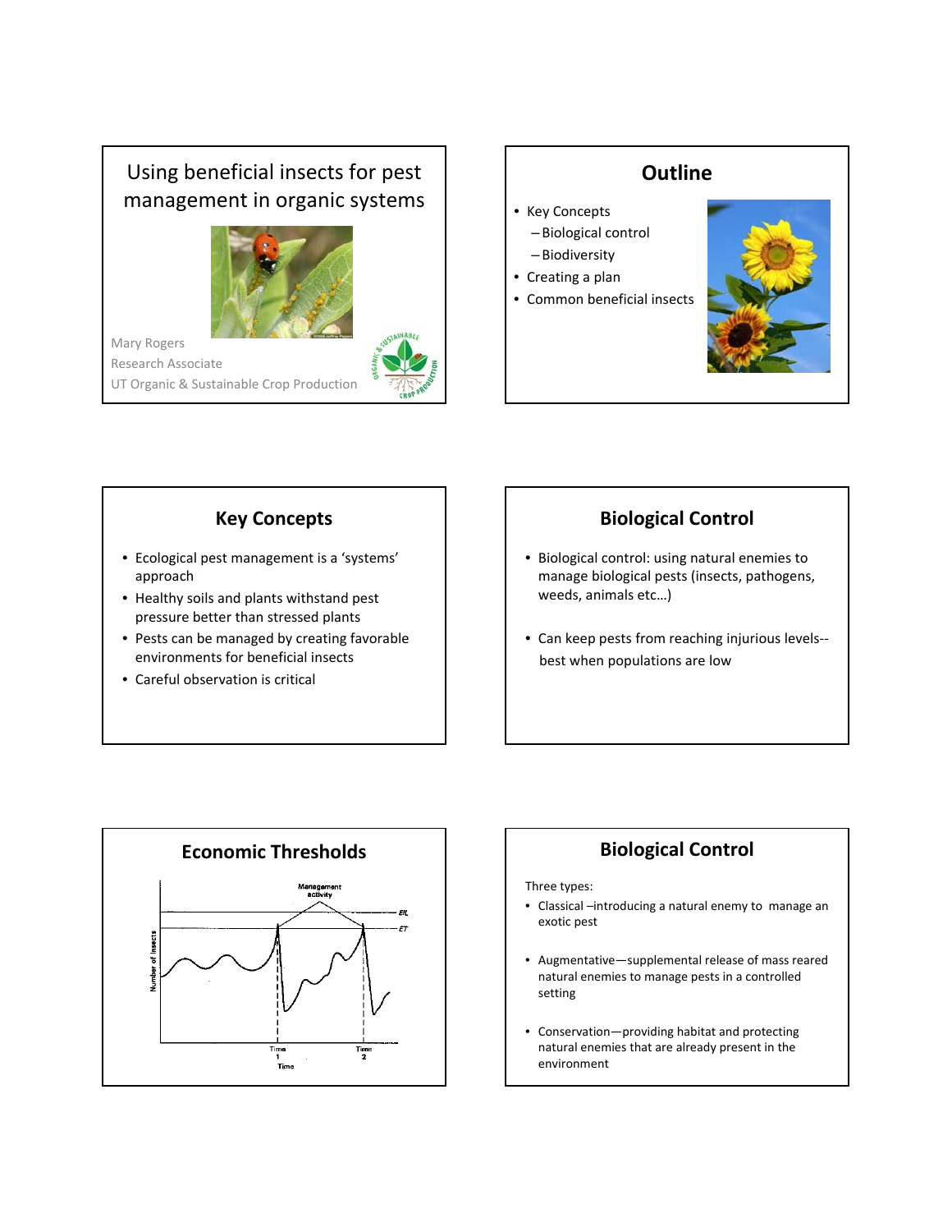## Using beneficial insects for pest management in organic systems

Mary Rogers
Research Associate
UT Organic & Sustainable Crop Production

## Outline

- Key Concepts
  - Biological control
  - Biodiversity
- Creating a plan
- Common beneficial insects

## Key Concepts

- Ecological pest management is a 'systems' approach
- Healthy soils and plants withstand pest pressure better than stressed plants
- Pests can be managed by creating favorable environments for beneficial insects
- Careful observation is critical

## Biological Control

- Biological control: using natural enemies to manage biological pests (insects, pathogens, weeds, animals etc…)
- Can keep pests from reaching injurious levels-- best when populations are low

## Economic Thresholds

Management activity

EIL

ET

Number of insects

Time 1

Time 2

Time

## Biological Control

Three types:

- Classical –introducing a natural enemy to manage an exotic pest
- Augmentative—supplemental release of mass reared natural enemies to manage pests in a controlled setting
- Conservation—providing habitat and protecting natural enemies that are already present in the environment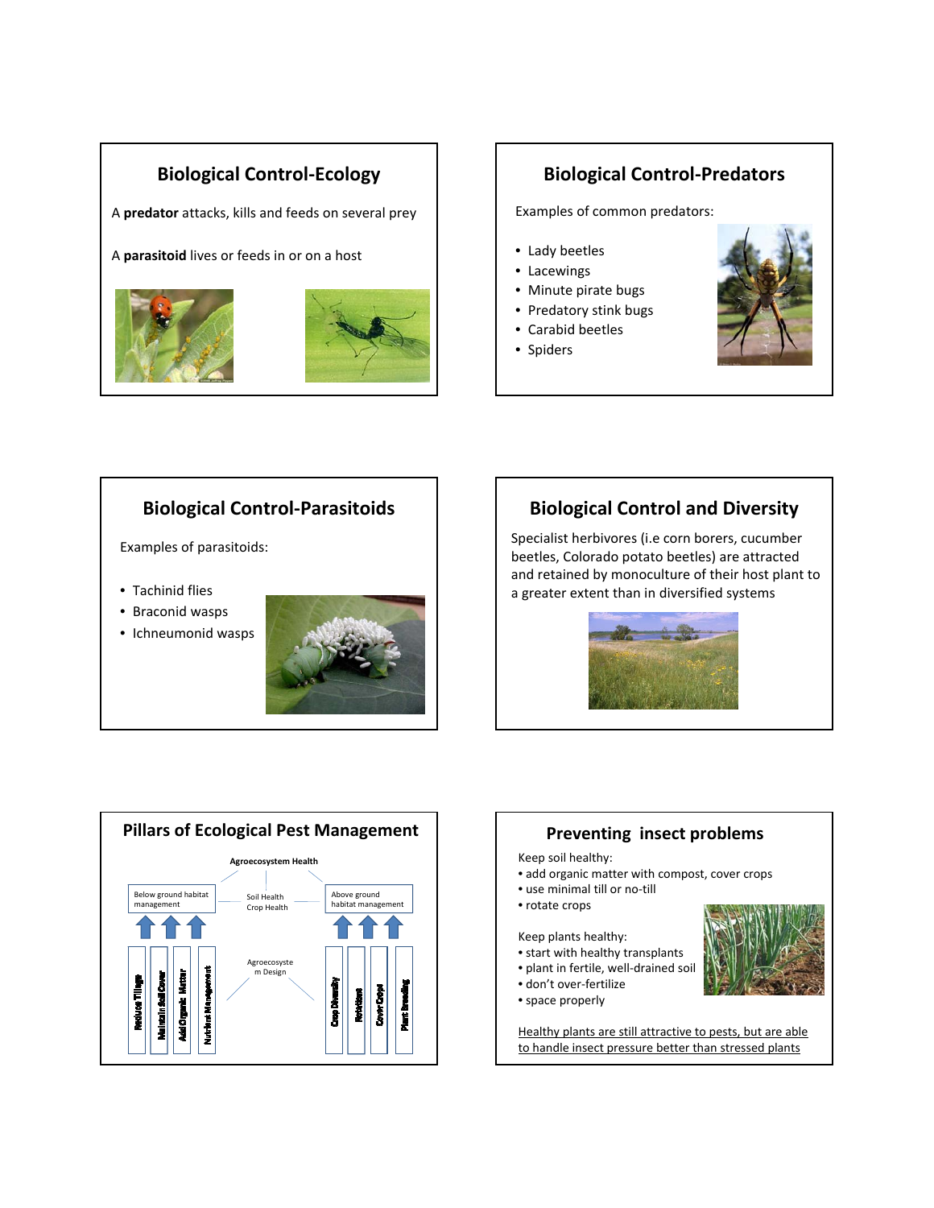## Biological Control-Ecology

A **predator** attacks, kills and feeds on several prey

A **parasitoid** lives or feeds in or on a host

## Biological Control-Predators

Examples of common predators:

- Lady beetles
- Lacewings
- Minute pirate bugs
- Predatory stink bugs
- Carabid beetles
- Spiders

## Biological Control-Parasitoids

Examples of parasitoids:

- Tachinid flies
- Braconid wasps
- Ichneumonid wasps

## Biological Control and Diversity

Specialist herbivores (i.e corn borers, cucumber beetles, Colorado potato beetles) are attracted and retained by monoculture of their host plant to a greater extent than in diversified systems

## Pillars of Ecological Pest Management

Agroecosystem Health

Below ground habitat management

Soil Health
Crop Health

Above ground habitat management

- Reduce Tillage
- Maintain Soil Cover
- Add Organic Matter
- Nutrient Management

Agroecosystem Design

- Crop Diversity
- Rotations
- Cover Crops
- Plant Breeding

## Preventing insect problems

Keep soil healthy:
- add organic matter with compost, cover crops
- use minimal till or no-till
- rotate crops

Keep plants healthy:
- start with healthy transplants
- plant in fertile, well-drained soil
- don't over-fertilize
- space properly

Healthy plants are still attractive to pests, but are able to handle insect pressure better than stressed plants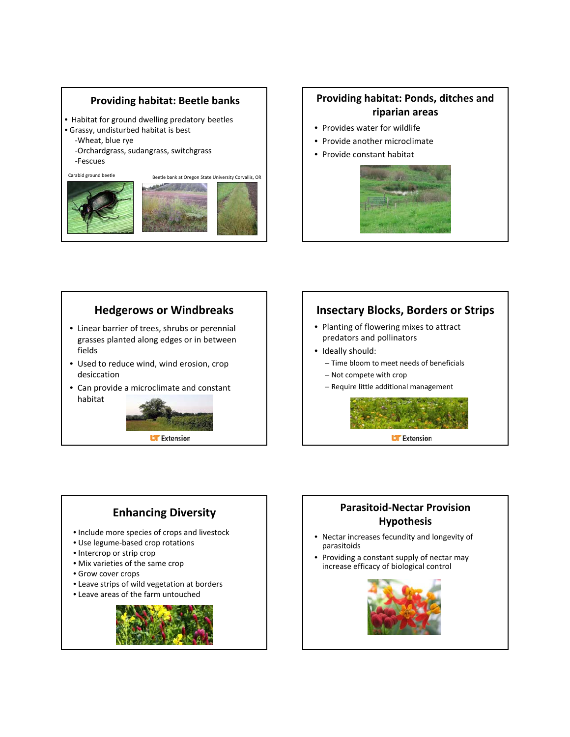## Providing habitat: Beetle banks

- Habitat for ground dwelling predatory beetles
- Grassy, undisturbed habitat is best
  - -Wheat, blue rye
  - -Orchardgrass, sudangrass, switchgrass
  - -Fescues

Carabid ground beetle

Beetle bank at Oregon State University Corvallis, OR

## Providing habitat: Ponds, ditches and riparian areas

- Provides water for wildlife
- Provide another microclimate
- Provide constant habitat

## Hedgerows or Windbreaks

- Linear barrier of trees, shrubs or perennial grasses planted along edges or in between fields
- Used to reduce wind, wind erosion, crop desiccation
- Can provide a microclimate and constant habitat

## Insectary Blocks, Borders or Strips

- Planting of flowering mixes to attract predators and pollinators
- Ideally should:
  - Time bloom to meet needs of beneficials
  - Not compete with crop
  - Require little additional management

## Enhancing Diversity

- Include more species of crops and livestock
- Use legume-based crop rotations
- Intercrop or strip crop
- Mix varieties of the same crop
- Grow cover crops
- Leave strips of wild vegetation at borders
- Leave areas of the farm untouched

## Parasitoid-Nectar Provision Hypothesis

- Nectar increases fecundity and longevity of parasitoids
- Providing a constant supply of nectar may increase efficacy of biological control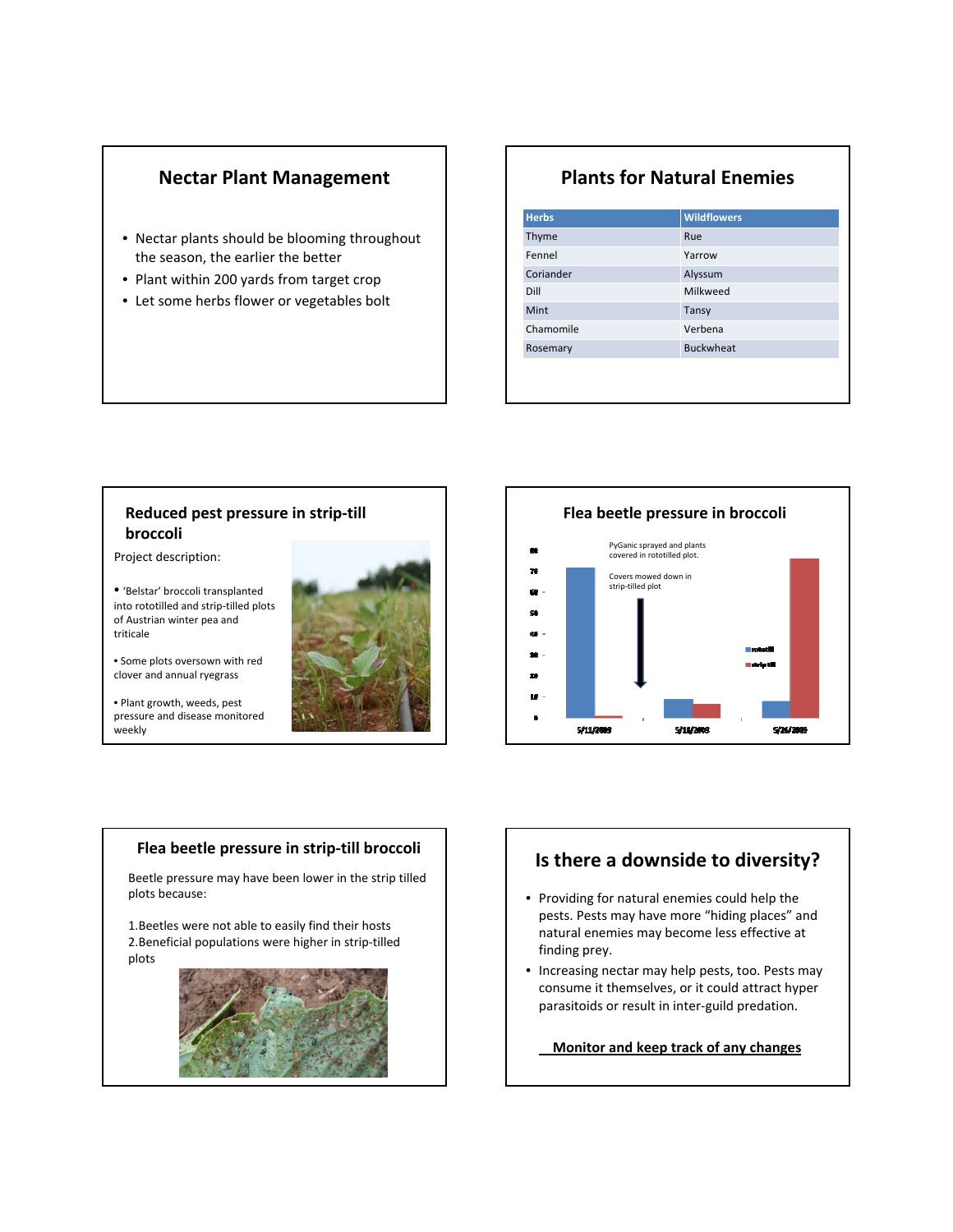## Nectar Plant Management

- Nectar plants should be blooming throughout the season, the earlier the better
- Plant within 200 yards from target crop
- Let some herbs flower or vegetables bolt

## Plants for Natural Enemies

| Herbs | Wildflowers |
|---|---|
| Thyme | Rue |
| Fennel | Yarrow |
| Coriander | Alyssum |
| Dill | Milkweed |
| Mint | Tansy |
| Chamomile | Verbena |
| Rosemary | Buckwheat |

## Reduced pest pressure in strip-till broccoli

Project description:

- 'Belstar' broccoli transplanted into rototilled and strip-tilled plots of Austrian winter pea and triticale
- Some plots oversown with red clover and annual ryegrass
- Plant growth, weeds, pest pressure and disease monitored weekly

## Flea beetle pressure in broccoli

PyGanic sprayed and plants covered in rototilled plot.

Covers mowed down in strip-tilled plot

## Flea beetle pressure in strip-till broccoli

Beetle pressure may have been lower in the strip tilled plots because:

1. Beetles were not able to easily find their hosts
2. Beneficial populations were higher in strip-tilled plots

## Is there a downside to diversity?

- Providing for natural enemies could help the pests. Pests may have more "hiding places" and natural enemies may become less effective at finding prey.
- Increasing nectar may help pests, too. Pests may consume it themselves, or it could attract hyper parasitoids or result in inter-guild predation.

**Monitor and keep track of any changes**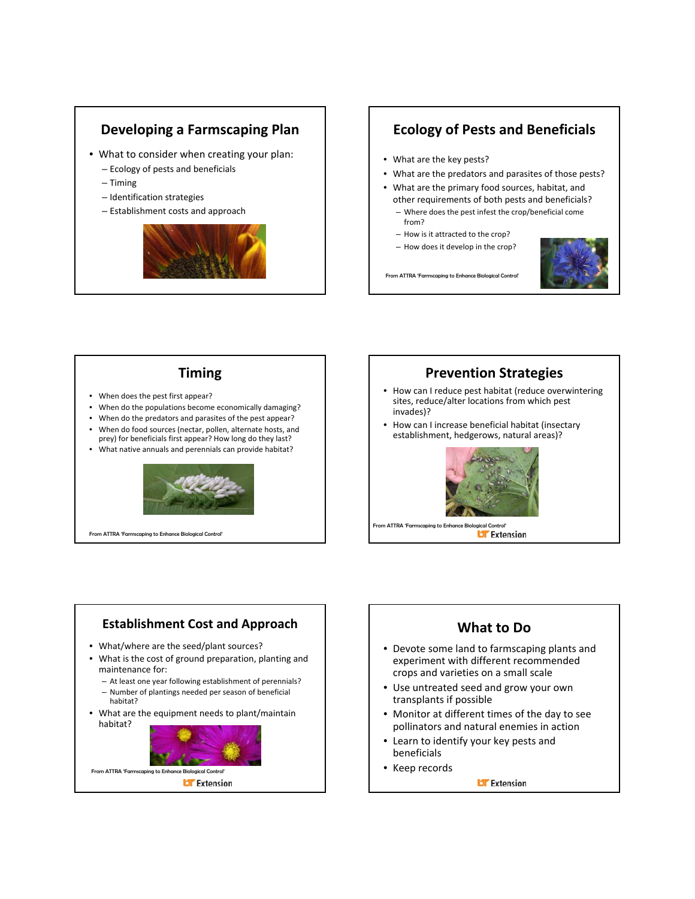## Developing a Farmscaping Plan

- What to consider when creating your plan:
  - Ecology of pests and beneficials
  - Timing
  - Identification strategies
  - Establishment costs and approach

## Ecology of Pests and Beneficials

- What are the key pests?
- What are the predators and parasites of those pests?
- What are the primary food sources, habitat, and other requirements of both pests and beneficials?
  - Where does the pest infest the crop/beneficial come from?
  - How is it attracted to the crop?
  - How does it develop in the crop?

From ATTRA 'Farmscaping to Enhance Biological Control'

## Timing

- When does the pest first appear?
- When do the populations become economically damaging?
- When do the predators and parasites of the pest appear?
- When do food sources (nectar, pollen, alternate hosts, and prey) for beneficials first appear? How long do they last?
- What native annuals and perennials can provide habitat?

From ATTRA 'Farmscaping to Enhance Biological Control'

## Prevention Strategies

- How can I reduce pest habitat (reduce overwintering sites, reduce/alter locations from which pest invades)?
- How can I increase beneficial habitat (insectary establishment, hedgerows, natural areas)?

From ATTRA 'Farmscaping to Enhance Biological Control'

UT Extension

## Establishment Cost and Approach

- What/where are the seed/plant sources?
- What is the cost of ground preparation, planting and maintenance for:
  - At least one year following establishment of perennials?
  - Number of plantings needed per season of beneficial habitat?
- What are the equipment needs to plant/maintain habitat?

From ATTRA 'Farmscaping to Enhance Biological Control'

UT Extension

## What to Do

- Devote some land to farmscaping plants and experiment with different recommended crops and varieties on a small scale
- Use untreated seed and grow your own transplants if possible
- Monitor at different times of the day to see pollinators and natural enemies in action
- Learn to identify your key pests and beneficials
- Keep records

UT Extension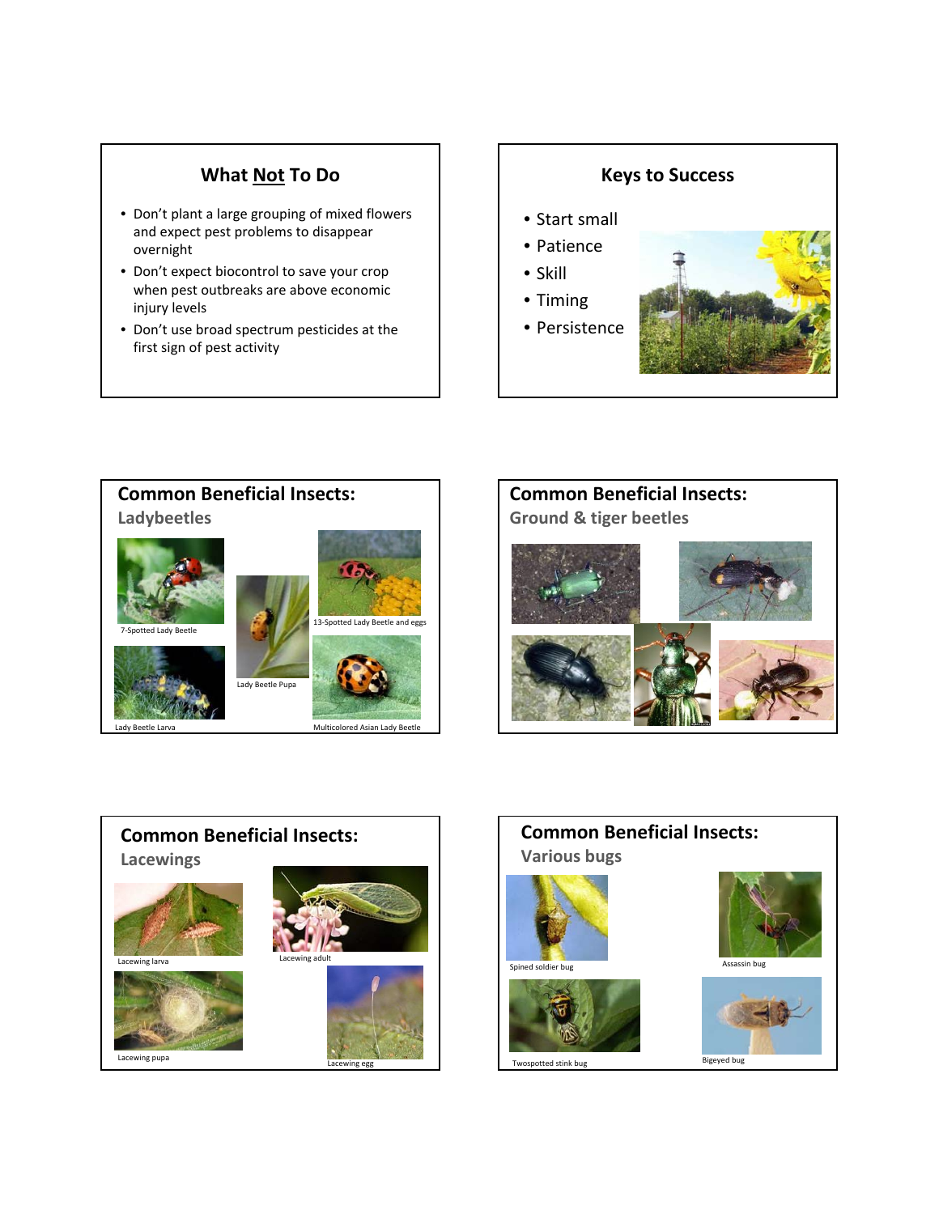## What Not To Do

- Don't plant a large grouping of mixed flowers and expect pest problems to disappear overnight
- Don't expect biocontrol to save your crop when pest outbreaks are above economic injury levels
- Don't use broad spectrum pesticides at the first sign of pest activity

## Keys to Success

- Start small
- Patience
- Skill
- Timing
- Persistence

## Common Beneficial Insects: Ladybeetles

7-Spotted Lady Beetle

Lady Beetle Pupa

13-Spotted Lady Beetle and eggs

Lady Beetle Larva

Multicolored Asian Lady Beetle

## Common Beneficial Insects: Ground & tiger beetles

## Common Beneficial Insects: Lacewings

Lacewing larva

Lacewing adult

Lacewing pupa

Lacewing egg

## Common Beneficial Insects: Various bugs

Spined soldier bug

Assassin bug

Twospotted stink bug

Bigeyed bug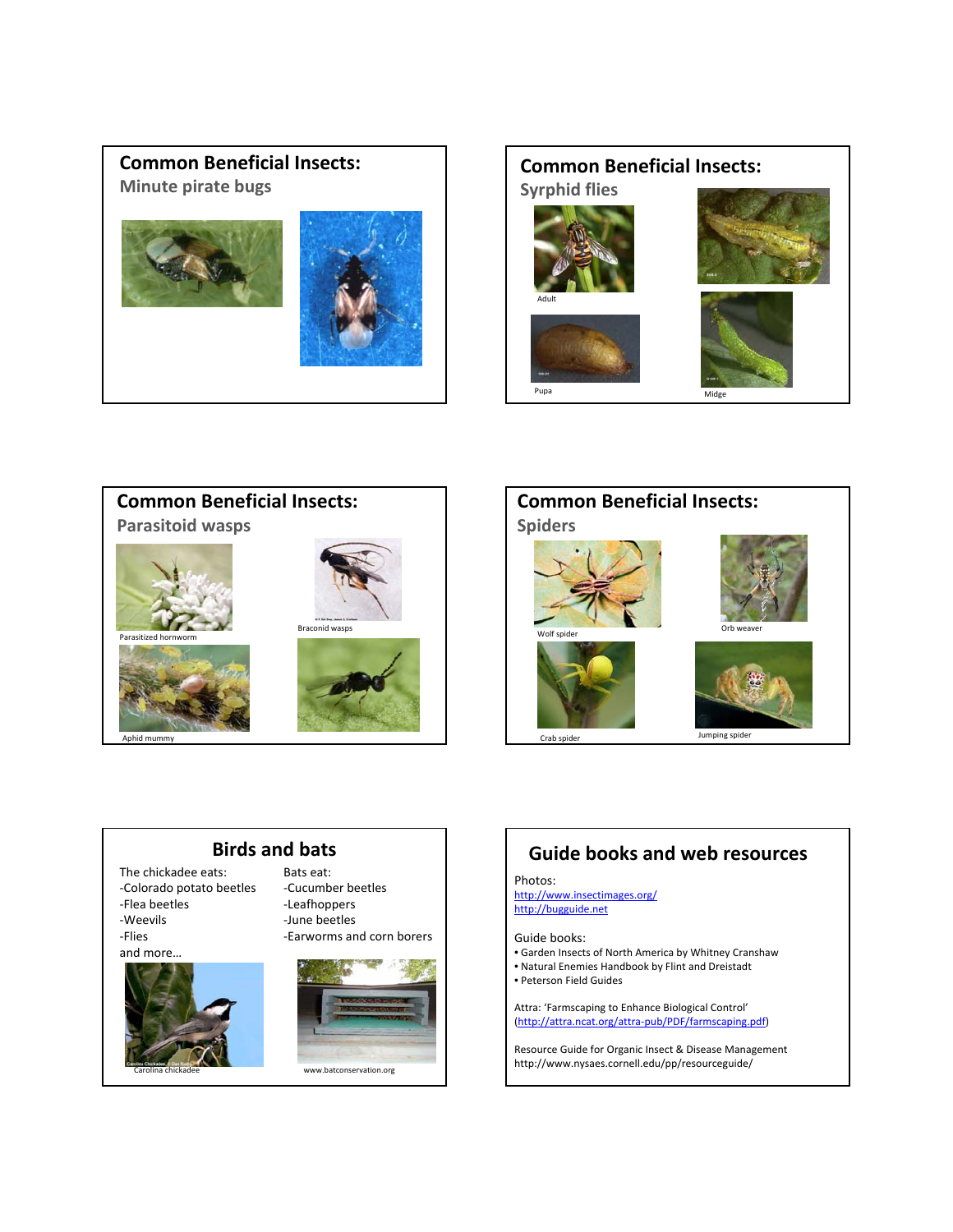## Common Beneficial Insects:

### Minute pirate bugs

## Common Beneficial Insects:

### Syrphid flies

Adult

Pupa

Midge

## Common Beneficial Insects:

### Parasitoid wasps

Parasitized hornworm

Braconid wasps

Aphid mummy

## Common Beneficial Insects:

### Spiders

Wolf spider

Orb weaver

Crab spider

Jumping spider

## Birds and bats

The chickadee eats:

- Colorado potato beetles
- Flea beetles
- Weevils
- Flies

and more…

Bats eat:

- Cucumber beetles
- Leafhoppers
- June beetles
- Earworms and corn borers

Carolina chickadee

www.batconservation.org

## Guide books and web resources

Photos:

http://www.insectimages.org/

http://bugguide.net

Guide books:

- Garden Insects of North America by Whitney Cranshaw
- Natural Enemies Handbook by Flint and Dreistadt
- Peterson Field Guides

Attra: 'Farmscaping to Enhance Biological Control' (http://attra.ncat.org/attra-pub/PDF/farmscaping.pdf)

Resource Guide for Organic Insect & Disease Management http://www.nysaes.cornell.edu/pp/resourceguide/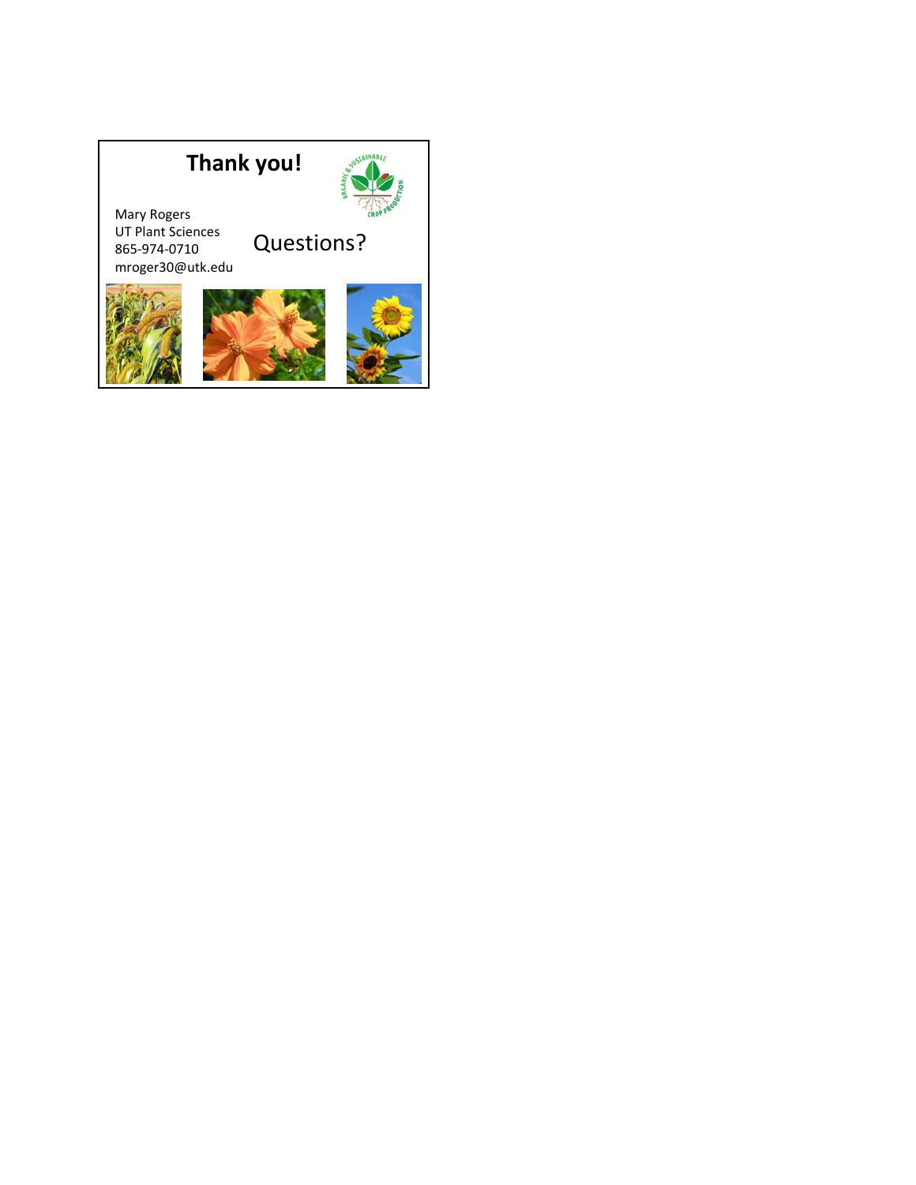# Thank you!

Mary Rogers
UT Plant Sciences
865-974-0710
mroger30@utk.edu

Questions?